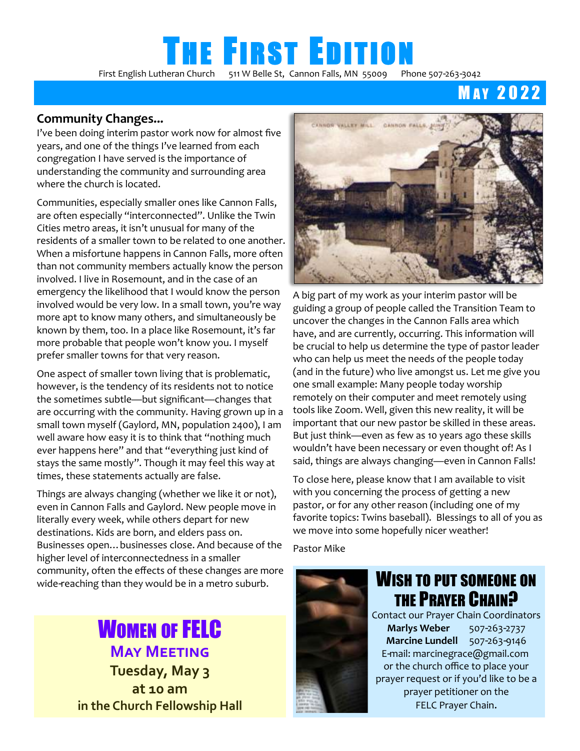# The First Edition

First English Lutheran Church 511 W Belle St, Cannon Falls, MN 55009 Phone 507-263-3042

## May 2022

### Community Changes...

I've been doing interim pastor work now for almost five years, and one of the things I've learned from each congregation I have served is the importance of understanding the community and surrounding area where the church is located.

Communities, especially smaller ones like Cannon Falls, are often especially "interconnected". Unlike the Twin Cities metro areas, it isn't unusual for many of the residents of a smaller town to be related to one another. When a misfortune happens in Cannon Falls, more often than not community members actually know the person involved. I live in Rosemount, and in the case of an emergency the likelihood that I would know the person involved would be very low. In a small town, you're way more apt to know many others, and simultaneously be known by them, too. In a place like Rosemount, it's far more probable that people won't know you. I myself prefer smaller towns for that very reason.

One aspect of smaller town living that is problematic, however, is the tendency of its residents not to notice the sometimes subtle—but significant—changes that are occurring with the community. Having grown up in a small town myself (Gaylord, MN, population 2400), I am well aware how easy it is to think that "nothing much ever happens here" and that "everything just kind of stays the same mostly". Though it may feel this way at times, these statements actually are false.

Things are always changing (whether we like it or not), even in Cannon Falls and Gaylord. New people move in literally every week, while others depart for new destinations. Kids are born, and elders pass on. Businesses open…businesses close. And because of the higher level of interconnectedness in a smaller community, often the effects of these changes are more wide-reaching than they would be in a metro suburb.

A big part of my work as your interim pastor will be guiding a group of people called the Transition Team to uncover the changes in the Cannon Falls area which have, and are currently, occurring. This information will be crucial to help us determine the type of pastor leader who can help us meet the needs of the people today (and in the future) who live amongst us. Let me give you one small example: Many people today worship remotely on their computer and meet remotely using tools like Zoom. Well, given this new reality, it will be important that our new pastor be skilled in these areas. But just think—even as few as 10 years ago these skills wouldn't have been necessary or even thought of! As I said, things are always changing—even in Cannon Falls!

To close here, please know that I am available to visit with you concerning the process of getting a new pastor, or for any other reason (including one of my favorite topics: Twins baseball). Blessings to all of you as we move into some hopefully nicer weather!

Pastor Mike

## Women of FELC

**May Meeting**

**Tuesday, May 3**

**at 10 am**

**in the Church Fellowship Hall**

## Wish to put someone on the Prayer Chain?

Contact our Prayer Chain Coordinators

**Marlys Weber** 507-263-2737

**Marcine Lundell** 507-263-9146

E-mail: marcinegrace@gmail.com

or the church office to place your prayer request or if you'd like to be a prayer petitioner on the FELC Prayer Chain.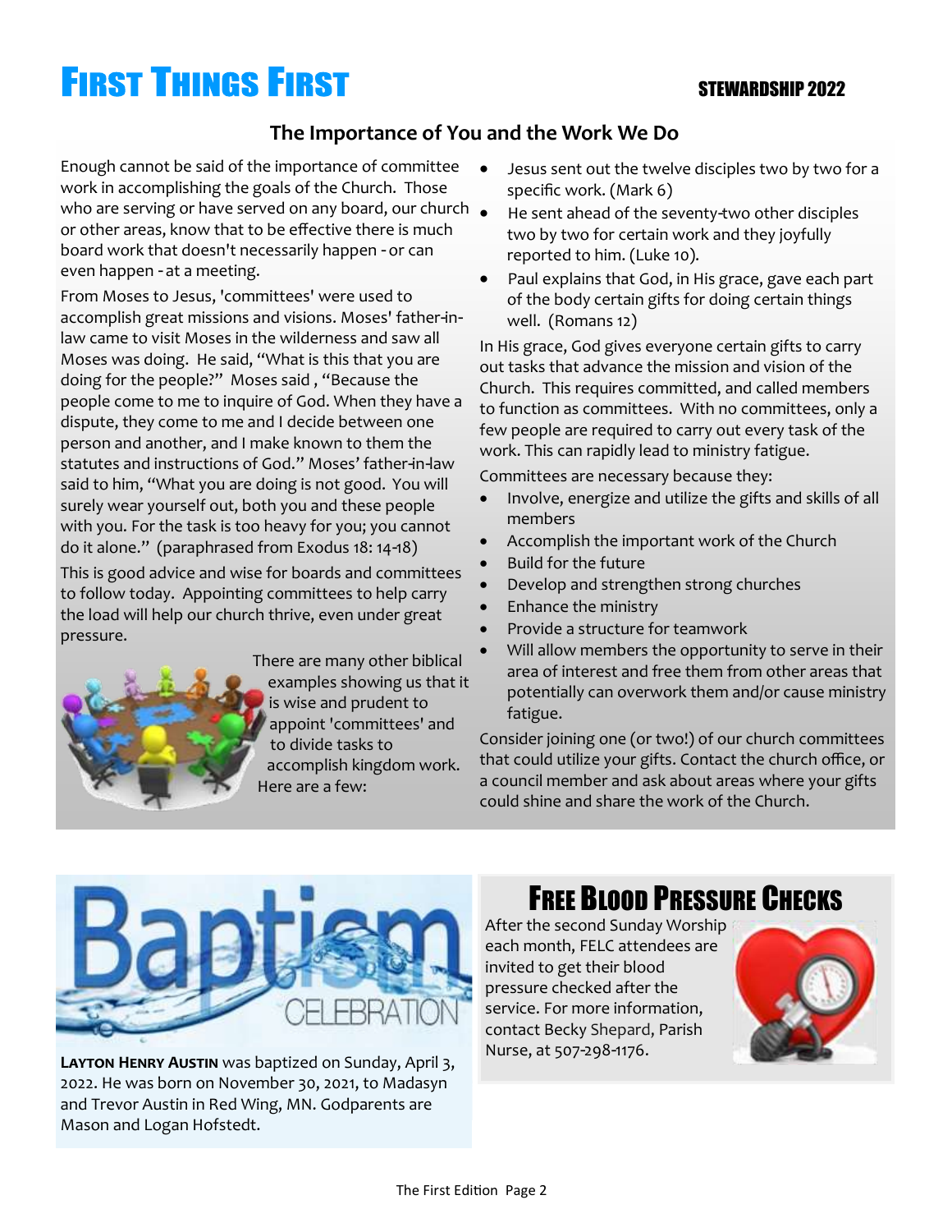# First Things First

STEWARDSHIP 2022

## The Importance of You and the Work We Do

Enough cannot be said of the importance of committee work in accomplishing the goals of the Church. Those who are serving or have served on any board, our church or other areas, know that to be effective there is much board work that doesn't necessarily happen - or can even happen - at a meeting.

From Moses to Jesus, 'committees' were used to accomplish great missions and visions. Moses' father-in-law came to visit Moses in the wilderness and saw all Moses was doing. He said, "What is this that you are doing for the people?" Moses said , "Because the people come to me to inquire of God. When they have a dispute, they come to me and I decide between one person and another, and I make known to them the statutes and instructions of God." Moses' father-in-law said to him, "What you are doing is not good. You will surely wear yourself out, both you and these people with you. For the task is too heavy for you; you cannot do it alone." (paraphrased from Exodus 18: 14-18)

This is good advice and wise for boards and committees to follow today. Appointing committees to help carry the load will help our church thrive, even under great pressure.

There are many other biblical examples showing us that it is wise and prudent to appoint 'committees' and to divide tasks to accomplish kingdom work. Here are a few:

- Jesus sent out the twelve disciples two by two for a specific work. (Mark 6)
- He sent ahead of the seventy-two other disciples two by two for certain work and they joyfully reported to him. (Luke 10).
- Paul explains that God, in His grace, gave each part of the body certain gifts for doing certain things well. (Romans 12)

In His grace, God gives everyone certain gifts to carry out tasks that advance the mission and vision of the Church. This requires committed, and called members to function as committees. With no committees, only a few people are required to carry out every task of the work. This can rapidly lead to ministry fatigue.

Committees are necessary because they:

- Involve, energize and utilize the gifts and skills of all members
- Accomplish the important work of the Church
- Build for the future
- Develop and strengthen strong churches
- Enhance the ministry
- Provide a structure for teamwork
- Will allow members the opportunity to serve in their area of interest and free them from other areas that potentially can overwork them and/or cause ministry fatigue.

Consider joining one (or two!) of our church committees that could utilize your gifts. Contact the church office, or a council member and ask about areas where your gifts could shine and share the work of the Church.

## Baptism Celebration

**Layton Henry Austin** was baptized on Sunday, April 3, 2022. He was born on November 30, 2021, to Madasyn and Trevor Austin in Red Wing, MN. Godparents are Mason and Logan Hofstedt.

## Free Blood Pressure Checks

After the second Sunday Worship each month, FELC attendees are invited to get their blood pressure checked after the service. For more information, contact Becky Shepard, Parish Nurse, at 507-298-1176.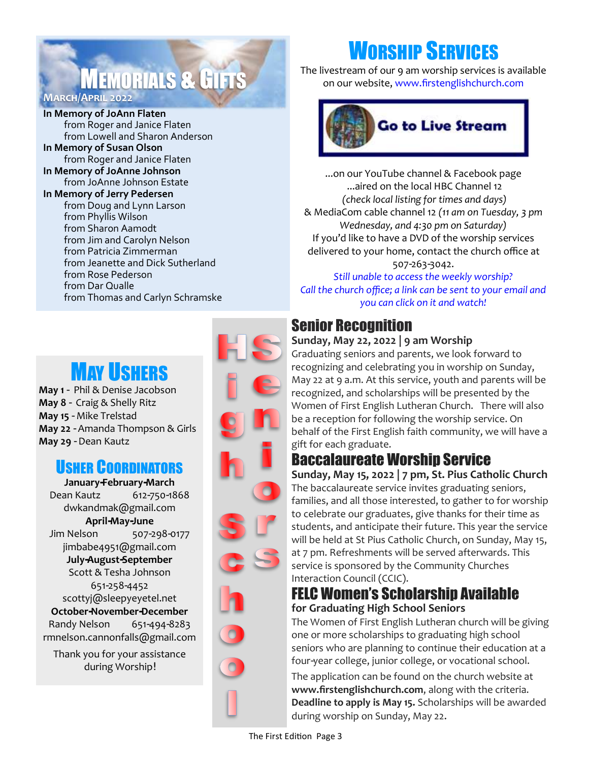## Memorials & Gifts

**March/April 2022**

**In Memory of JoAnn Flaten**
from Roger and Janice Flaten
from Lowell and Sharon Anderson

**In Memory of Susan Olson**
from Roger and Janice Flaten

**In Memory of JoAnne Johnson**
from JoAnne Johnson Estate

**In Memory of Jerry Pedersen**
from Doug and Lynn Larson
from Phyllis Wilson
from Sharon Aamodt
from Jim and Carolyn Nelson
from Patricia Zimmerman
from Jeanette and Dick Sutherland
from Rose Pederson
from Dar Qualle
from Thomas and Carlyn Schramske

## Worship Services

The livestream of our 9 am worship services is available on our website, www.firstenglishchurch.com

Go to Live Stream

...on our YouTube channel & Facebook page
...aired on the local HBC Channel 12
*(check local listing for times and days)*
& MediaCom cable channel 12 *(11 am on Tuesday, 3 pm Wednesday, and 4:30 pm on Saturday)*
If you'd like to have a DVD of the worship services delivered to your home, contact the church office at 507-263-3042.

*Still unable to access the weekly worship? Call the church office; a link can be sent to your email and you can click on it and watch!*

## May Ushers

**May 1** - Phil & Denise Jacobson
**May 8** - Craig & Shelly Ritz
**May 15** - Mike Trelstad
**May 22** - Amanda Thompson & Girls
**May 29** - Dean Kautz

## Usher Coordinators

**January-February-March**
Dean Kautz 612-750-1868
dwkandmak@gmail.com

**April-May-June**
Jim Nelson 507-298-0177
jimbabe4951@gmail.com

**July-August-September**
Scott & Tesha Johnson
651-258-4452
scottyj@sleepyeyetel.net

**October-November-December**
Randy Nelson 651-494-8283
rmnelson.cannonfalls@gmail.com

Thank you for your assistance during Worship!

High School Seniors

## Senior Recognition

**Sunday, May 22, 2022 | 9 am Worship**

Graduating seniors and parents, we look forward to recognizing and celebrating you in worship on Sunday, May 22 at 9 a.m. At this service, youth and parents will be recognized, and scholarships will be presented by the Women of First English Lutheran Church. There will also be a reception for following the worship service. On behalf of the First English faith community, we will have a gift for each graduate.

## Baccalaureate Worship Service

**Sunday, May 15, 2022 | 7 pm, St. Pius Catholic Church**

The baccalaureate service invites graduating seniors, families, and all those interested, to gather to for worship to celebrate our graduates, give thanks for their time as students, and anticipate their future. This year the service will be held at St Pius Catholic Church, on Sunday, May 15, at 7 pm. Refreshments will be served afterwards. This service is sponsored by the Community Churches Interaction Council (CCIC).

## FELC Women's Scholarship Available

**for Graduating High School Seniors**

The Women of First English Lutheran church will be giving one or more scholarships to graduating high school seniors who are planning to continue their education at a four-year college, junior college, or vocational school.

The application can be found on the church website at **www.firstenglishchurch.com**, along with the criteria. **Deadline to apply is May 15.** Scholarships will be awarded during worship on Sunday, May 22.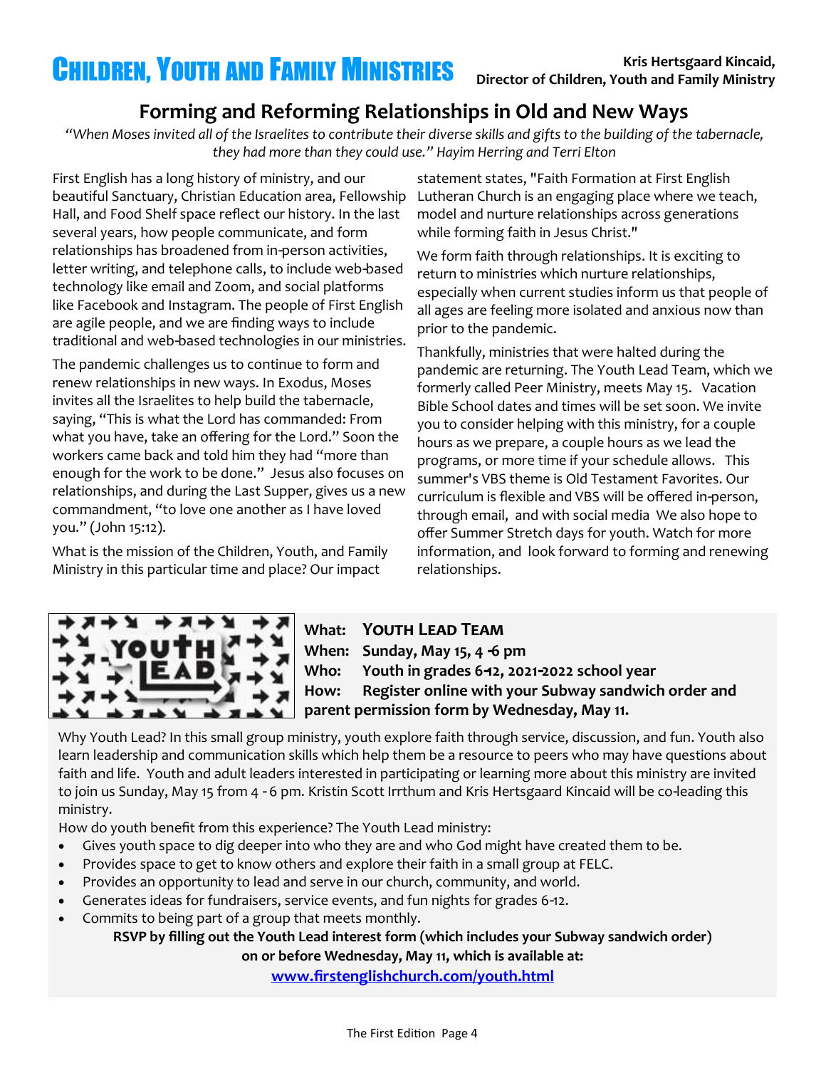# Children, Youth and Family Ministries

**Kris Hertsgaard Kincaid,**
**Director of Children, Youth and Family Ministry**

## Forming and Reforming Relationships in Old and New Ways

*"When Moses invited all of the Israelites to contribute their diverse skills and gifts to the building of the tabernacle, they had more than they could use." Hayim Herring and Terri Elton*

First English has a long history of ministry, and our beautiful Sanctuary, Christian Education area, Fellowship Hall, and Food Shelf space reflect our history. In the last several years, how people communicate, and form relationships has broadened from in-person activities, letter writing, and telephone calls, to include web-based technology like email and Zoom, and social platforms like Facebook and Instagram. The people of First English are agile people, and we are finding ways to include traditional and web-based technologies in our ministries.

The pandemic challenges us to continue to form and renew relationships in new ways. In Exodus, Moses invites all the Israelites to help build the tabernacle, saying, "This is what the Lord has commanded: From what you have, take an offering for the Lord." Soon the workers came back and told him they had "more than enough for the work to be done." Jesus also focuses on relationships, and during the Last Supper, gives us a new commandment, "to love one another as I have loved you." (John 15:12).

What is the mission of the Children, Youth, and Family Ministry in this particular time and place? Our impact statement states, "Faith Formation at First English Lutheran Church is an engaging place where we teach, model and nurture relationships across generations while forming faith in Jesus Christ."

We form faith through relationships. It is exciting to return to ministries which nurture relationships, especially when current studies inform us that people of all ages are feeling more isolated and anxious now than prior to the pandemic.

Thankfully, ministries that were halted during the pandemic are returning. The Youth Lead Team, which we formerly called Peer Ministry, meets May 15. Vacation Bible School dates and times will be set soon. We invite you to consider helping with this ministry, for a couple hours as we prepare, a couple hours as we lead the programs, or more time if your schedule allows. This summer's VBS theme is Old Testament Favorites. Our curriculum is flexible and VBS will be offered in-person, through email, and with social media We also hope to offer Summer Stretch days for youth. Watch for more information, and look forward to forming and renewing relationships.

**What: Youth Lead Team**
**When: Sunday, May 15, 4 -6 pm**
**Who: Youth in grades 6-12, 2021-2022 school year**
**How: Register online with your Subway sandwich order and parent permission form by Wednesday, May 11.**

Why Youth Lead? In this small group ministry, youth explore faith through service, discussion, and fun. Youth also learn leadership and communication skills which help them be a resource to peers who may have questions about faith and life. Youth and adult leaders interested in participating or learning more about this ministry are invited to join us Sunday, May 15 from 4 - 6 pm. Kristin Scott Irrthum and Kris Hertsgaard Kincaid will be co-leading this ministry.

How do youth benefit from this experience? The Youth Lead ministry:

- Gives youth space to dig deeper into who they are and who God might have created them to be.
- Provides space to get to know others and explore their faith in a small group at FELC.
- Provides an opportunity to lead and serve in our church, community, and world.
- Generates ideas for fundraisers, service events, and fun nights for grades 6-12.
- Commits to being part of a group that meets monthly.

**RSVP by filling out the Youth Lead interest form (which includes your Subway sandwich order) on or before Wednesday, May 11, which is available at:**
**www.firstenglishchurch.com/youth.html**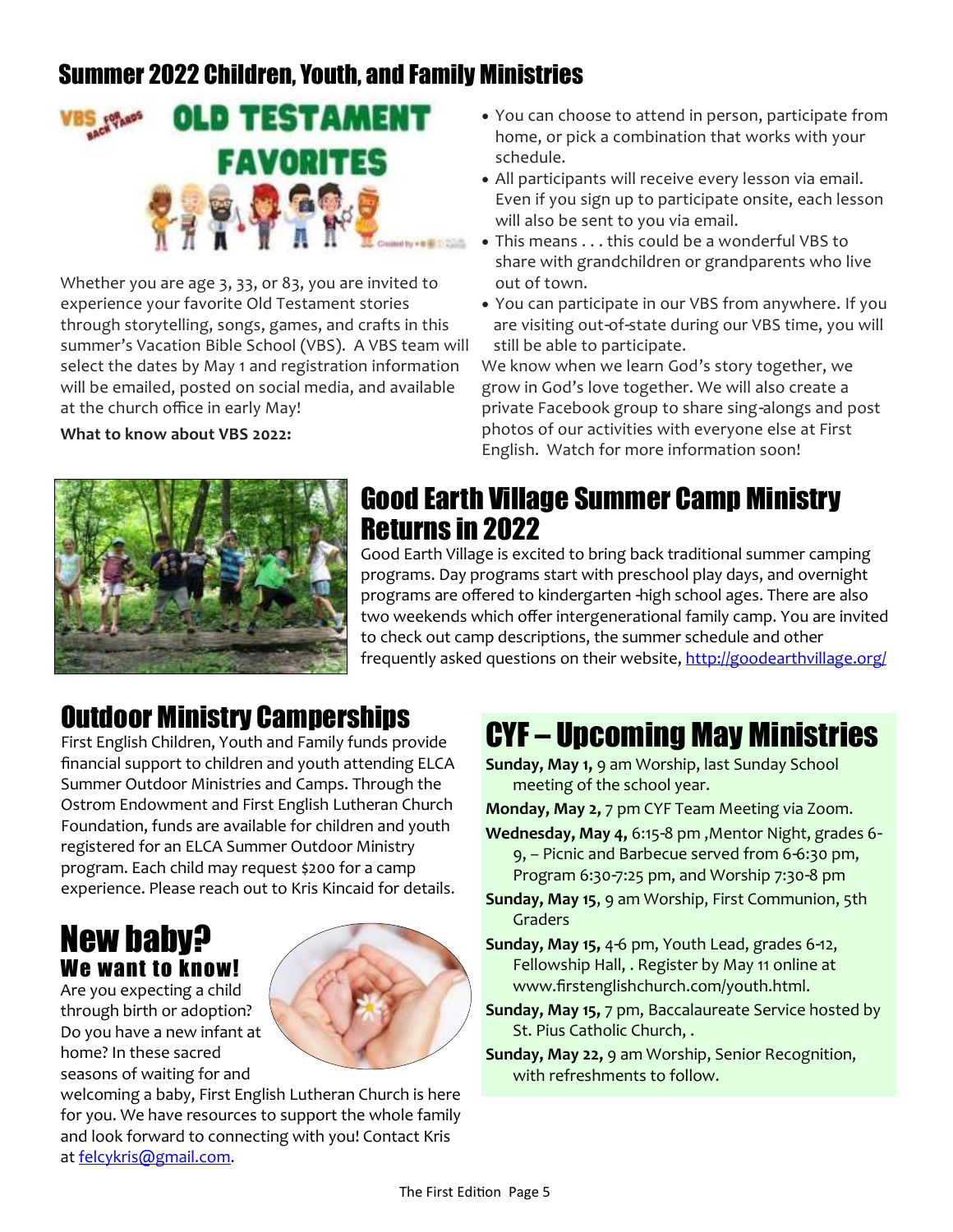# Summer 2022 Children, Youth, and Family Ministries

Whether you are age 3, 33, or 83, you are invited to experience your favorite Old Testament stories through storytelling, songs, games, and crafts in this summer's Vacation Bible School (VBS). A VBS team will select the dates by May 1 and registration information will be emailed, posted on social media, and available at the church office in early May!

**What to know about VBS 2022:**

- You can choose to attend in person, participate from home, or pick a combination that works with your schedule.
- All participants will receive every lesson via email. Even if you sign up to participate onsite, each lesson will also be sent to you via email.
- This means . . . this could be a wonderful VBS to share with grandchildren or grandparents who live out of town.
- You can participate in our VBS from anywhere. If you are visiting out-of-state during our VBS time, you will still be able to participate.

We know when we learn God's story together, we grow in God's love together. We will also create a private Facebook group to share sing-alongs and post photos of our activities with everyone else at First English. Watch for more information soon!

## Good Earth Village Summer Camp Ministry Returns in 2022

Good Earth Village is excited to bring back traditional summer camping programs. Day programs start with preschool play days, and overnight programs are offered to kindergarten -high school ages. There are also two weekends which offer intergenerational family camp. You are invited to check out camp descriptions, the summer schedule and other frequently asked questions on their website, http://goodearthvillage.org/

## Outdoor Ministry Camperships

First English Children, Youth and Family funds provide financial support to children and youth attending ELCA Summer Outdoor Ministries and Camps. Through the Ostrom Endowment and First English Lutheran Church Foundation, funds are available for children and youth registered for an ELCA Summer Outdoor Ministry program. Each child may request $200 for a camp experience. Please reach out to Kris Kincaid for details.

## New baby?

### We want to know!

Are you expecting a child through birth or adoption? Do you have a new infant at home? In these sacred seasons of waiting for and welcoming a baby, First English Lutheran Church is here for you. We have resources to support the whole family and look forward to connecting with you! Contact Kris at felcykris@gmail.com.

## CYF – Upcoming May Ministries

**Sunday, May 1,** 9 am Worship, last Sunday School meeting of the school year.

**Monday, May 2,** 7 pm CYF Team Meeting via Zoom.

**Wednesday, May 4,** 6:15-8 pm ,Mentor Night, grades 6-9, – Picnic and Barbecue served from 6-6:30 pm, Program 6:30-7:25 pm, and Worship 7:30-8 pm

**Sunday, May 15**, 9 am Worship, First Communion, 5th Graders

**Sunday, May 15,** 4-6 pm, Youth Lead, grades 6-12, Fellowship Hall, . Register by May 11 online at www.firstenglishchurch.com/youth.html.

**Sunday, May 15,** 7 pm, Baccalaureate Service hosted by St. Pius Catholic Church, .

**Sunday, May 22,** 9 am Worship, Senior Recognition, with refreshments to follow.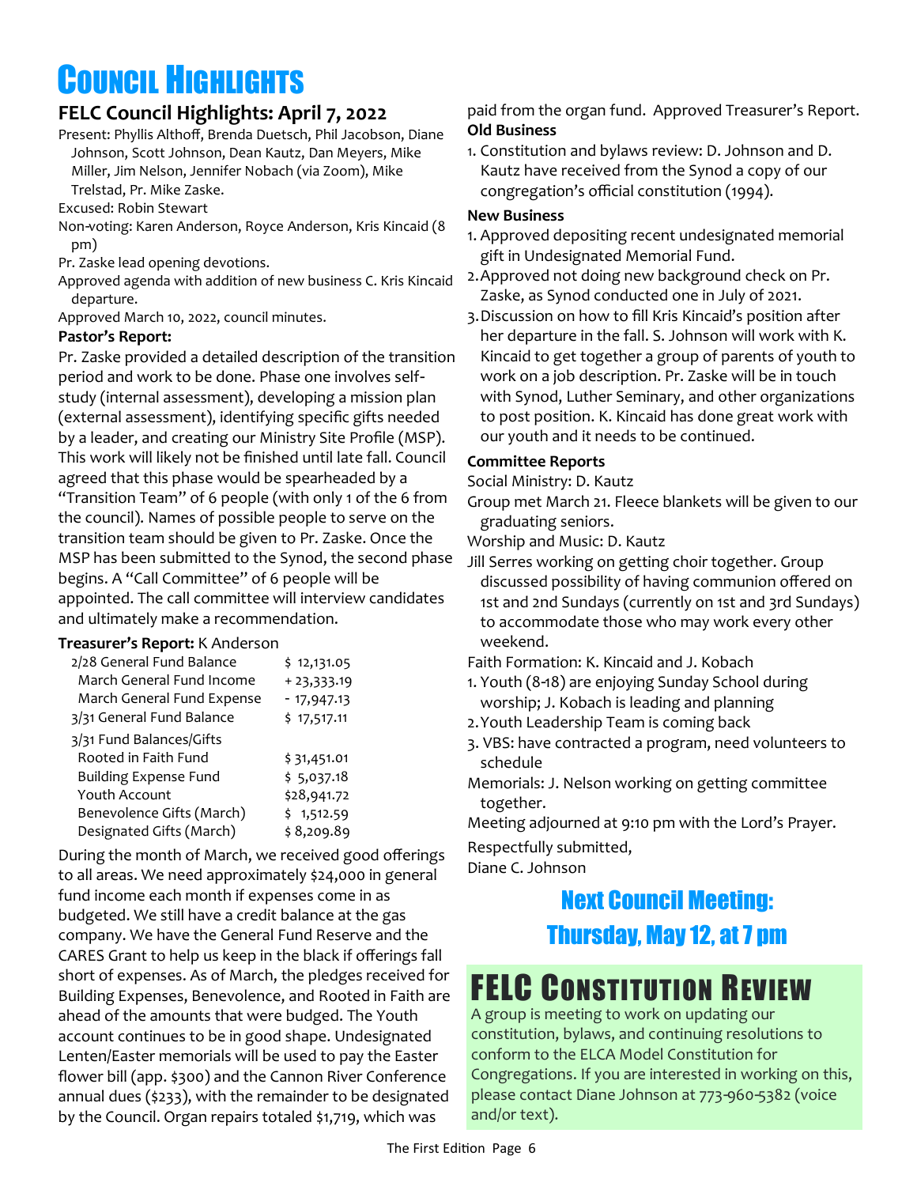# Council Highlights

## FELC Council Highlights: April 7, 2022

Present: Phyllis Althoff, Brenda Duetsch, Phil Jacobson, Diane Johnson, Scott Johnson, Dean Kautz, Dan Meyers, Mike Miller, Jim Nelson, Jennifer Nobach (via Zoom), Mike Trelstad, Pr. Mike Zaske.

Excused: Robin Stewart

Non-voting: Karen Anderson, Royce Anderson, Kris Kincaid (8 pm)

Pr. Zaske lead opening devotions.

Approved agenda with addition of new business C. Kris Kincaid departure.

Approved March 10, 2022, council minutes.

**Pastor's Report:**

Pr. Zaske provided a detailed description of the transition period and work to be done. Phase one involves self-study (internal assessment), developing a mission plan (external assessment), identifying specific gifts needed by a leader, and creating our Ministry Site Profile (MSP). This work will likely not be finished until late fall. Council agreed that this phase would be spearheaded by a "Transition Team" of 6 people (with only 1 of the 6 from the council). Names of possible people to serve on the transition team should be given to Pr. Zaske. Once the MSP has been submitted to the Synod, the second phase begins. A "Call Committee" of 6 people will be appointed. The call committee will interview candidates and ultimately make a recommendation.

**Treasurer's Report:** K Anderson

| | |
|---|---|
| 2/28 General Fund Balance | $ 12,131.05 |
| March General Fund Income | + 23,333.19 |
| March General Fund Expense | - 17,947.13 |
| 3/31 General Fund Balance | $ 17,517.11 |
| 3/31 Fund Balances/Gifts | |
| Rooted in Faith Fund | $ 31,451.01 |
| Building Expense Fund | $ 5,037.18 |
| Youth Account | $28,941.72 |
| Benevolence Gifts (March) | $ 1,512.59 |
| Designated Gifts (March) | $ 8,209.89 |

During the month of March, we received good offerings to all areas. We need approximately $24,000 in general fund income each month if expenses come in as budgeted. We still have a credit balance at the gas company. We have the General Fund Reserve and the CARES Grant to help us keep in the black if offerings fall short of expenses. As of March, the pledges received for Building Expenses, Benevolence, and Rooted in Faith are ahead of the amounts that were budged. The Youth account continues to be in good shape. Undesignated Lenten/Easter memorials will be used to pay the Easter flower bill (app. $300) and the Cannon River Conference annual dues ($233), with the remainder to be designated by the Council. Organ repairs totaled $1,719, which was paid from the organ fund. Approved Treasurer's Report.

**Old Business**

1. Constitution and bylaws review: D. Johnson and D. Kautz have received from the Synod a copy of our congregation's official constitution (1994).

**New Business**

1. Approved depositing recent undesignated memorial gift in Undesignated Memorial Fund.
2. Approved not doing new background check on Pr. Zaske, as Synod conducted one in July of 2021.
3. Discussion on how to fill Kris Kincaid's position after her departure in the fall. S. Johnson will work with K. Kincaid to get together a group of parents of youth to work on a job description. Pr. Zaske will be in touch with Synod, Luther Seminary, and other organizations to post position. K. Kincaid has done great work with our youth and it needs to be continued.

**Committee Reports**

Social Ministry: D. Kautz

Group met March 21. Fleece blankets will be given to our graduating seniors.

Worship and Music: D. Kautz

Jill Serres working on getting choir together. Group discussed possibility of having communion offered on 1st and 2nd Sundays (currently on 1st and 3rd Sundays) to accommodate those who may work every other weekend.

Faith Formation: K. Kincaid and J. Kobach

1. Youth (8-18) are enjoying Sunday School during worship; J. Kobach is leading and planning
2. Youth Leadership Team is coming back
3. VBS: have contracted a program, need volunteers to schedule

Memorials: J. Nelson working on getting committee together.

Meeting adjourned at 9:10 pm with the Lord's Prayer.

Respectfully submitted,
Diane C. Johnson

## Next Council Meeting: Thursday, May 12, at 7 pm

# FELC Constitution Review

A group is meeting to work on updating our constitution, bylaws, and continuing resolutions to conform to the ELCA Model Constitution for Congregations. If you are interested in working on this, please contact Diane Johnson at 773-960-5382 (voice and/or text).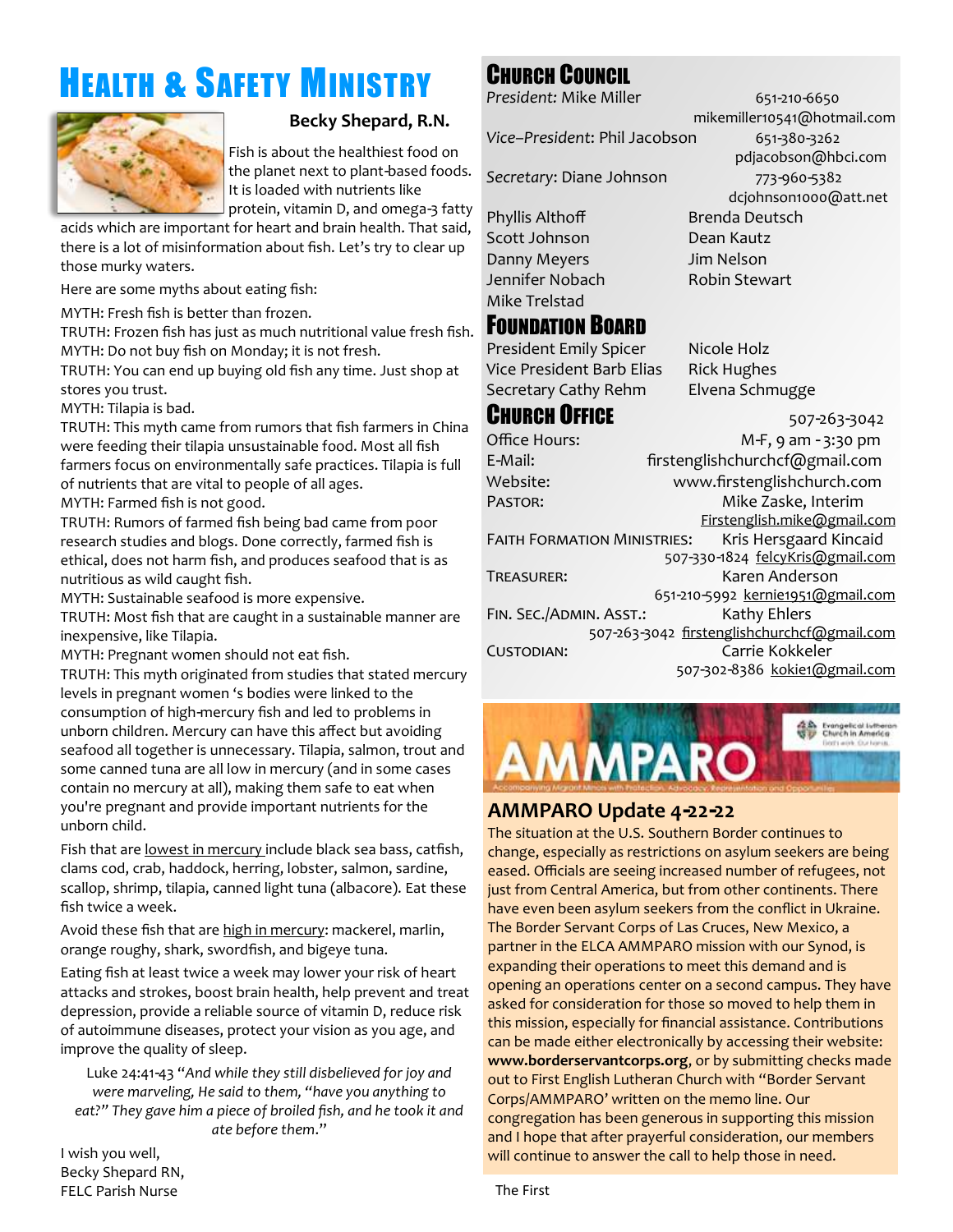# Health & Safety Ministry

**Becky Shepard, R.N.**

Fish is about the healthiest food on the planet next to plant-based foods. It is loaded with nutrients like protein, vitamin D, and omega-3 fatty acids which are important for heart and brain health. That said, there is a lot of misinformation about fish. Let's try to clear up those murky waters.

Here are some myths about eating fish:

MYTH: Fresh fish is better than frozen.
TRUTH: Frozen fish has just as much nutritional value fresh fish.
MYTH: Do not buy fish on Monday; it is not fresh.
TRUTH: You can end up buying old fish any time. Just shop at stores you trust.
MYTH: Tilapia is bad.
TRUTH: This myth came from rumors that fish farmers in China were feeding their tilapia unsustainable food. Most all fish farmers focus on environmentally safe practices. Tilapia is full of nutrients that are vital to people of all ages.
MYTH: Farmed fish is not good.
TRUTH: Rumors of farmed fish being bad came from poor research studies and blogs. Done correctly, farmed fish is ethical, does not harm fish, and produces seafood that is as nutritious as wild caught fish.
MYTH: Sustainable seafood is more expensive.
TRUTH: Most fish that are caught in a sustainable manner are inexpensive, like Tilapia.
MYTH: Pregnant women should not eat fish.
TRUTH: This myth originated from studies that stated mercury levels in pregnant women 's bodies were linked to the consumption of high-mercury fish and led to problems in unborn children. Mercury can have this affect but avoiding seafood all together is unnecessary. Tilapia, salmon, trout and some canned tuna are all low in mercury (and in some cases contain no mercury at all), making them safe to eat when you're pregnant and provide important nutrients for the unborn child.

Fish that are lowest in mercury include black sea bass, catfish, clams cod, crab, haddock, herring, lobster, salmon, sardine, scallop, shrimp, tilapia, canned light tuna (albacore). Eat these fish twice a week.

Avoid these fish that are high in mercury: mackerel, marlin, orange roughy, shark, swordfish, and bigeye tuna.

Eating fish at least twice a week may lower your risk of heart attacks and strokes, boost brain health, help prevent and treat depression, provide a reliable source of vitamin D, reduce risk of autoimmune diseases, protect your vision as you age, and improve the quality of sleep.

Luke 24:41-43 *"And while they still disbelieved for joy and were marveling, He said to them, "have you anything to eat?" They gave him a piece of broiled fish, and he took it and ate before them."*

I wish you well,
Becky Shepard RN,
FELC Parish Nurse

# Church Council

*President:* Mike Miller — 651-210-6650, mikemiller10541@hotmail.com
*Vice–President*: Phil Jacobson — 651-380-3262, pdjacobson@hbci.com
*Secretary*: Diane Johnson — 773-960-5382, dcjohnson1000@att.net

Phyllis Althoff, Brenda Deutsch, Scott Johnson, Dean Kautz, Danny Meyers, Jim Nelson, Jennifer Nobach, Robin Stewart, Mike Trelstad

# Foundation Board

President Emily Spicer, Nicole Holz, Vice President Barb Elias, Rick Hughes, Secretary Cathy Rehm, Elvena Schmugge

# Church Office

507-263-3042

Office Hours: M-F, 9 am - 3:30 pm
E-Mail: firstenglishchurchcf@gmail.com
Website: www.firstenglishchurch.com
Pastor: Mike Zaske, Interim — Firstenglish.mike@gmail.com
Faith Formation Ministries: Kris Hersgaard Kincaid — 507-330-1824 felcyKris@gmail.com
Treasurer: Karen Anderson — 651-210-5992 kernie1951@gmail.com
Fin. Sec./Admin. Asst.: Kathy Ehlers — 507-263-3042 firstenglishchurchcf@gmail.com
Custodian: Carrie Kokkeler — 507-302-8386 kokie1@gmail.com

AMMPARO

Accompanying Migrant Minors with Protection, Advocacy, Representation and Opportunities

Evangelical Lutheran Church in America — God's work. Our hands.

## AMMPARO Update 4-22-22

The situation at the U.S. Southern Border continues to change, especially as restrictions on asylum seekers are being eased. Officials are seeing increased number of refugees, not just from Central America, but from other continents. There have even been asylum seekers from the conflict in Ukraine. The Border Servant Corps of Las Cruces, New Mexico, a partner in the ELCA AMMPARO mission with our Synod, is expanding their operations to meet this demand and is opening an operations center on a second campus. They have asked for consideration for those so moved to help them in this mission, especially for financial assistance. Contributions can be made either electronically by accessing their website: **www.borderservantcorps.org**, or by submitting checks made out to First English Lutheran Church with "Border Servant Corps/AMMPARO' written on the memo line. Our congregation has been generous in supporting this mission and I hope that after prayerful consideration, our members will continue to answer the call to help those in need.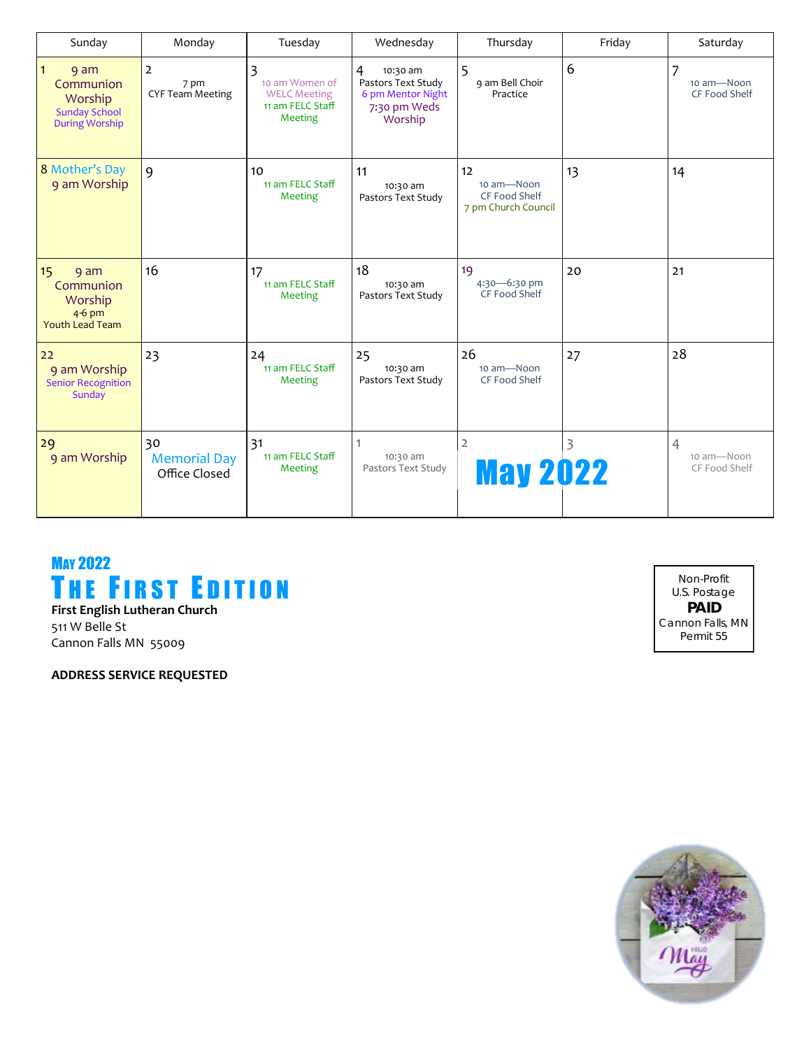| Sunday | Monday | Tuesday | Wednesday | Thursday | Friday | Saturday |
|---|---|---|---|---|---|---|
| 1 9 am Communion Worship Sunday School During Worship | 2 7 pm CYF Team Meeting | 3 10 am Women of WELC Meeting 11 am FELC Staff Meeting | 4 10:30 am Pastors Text Study 6 pm Mentor Night 7:30 pm Weds Worship | 5 9 am Bell Choir Practice | 6 | 7 10 am—Noon CF Food Shelf |
| 8 Mother's Day 9 am Worship | 9 | 10 11 am FELC Staff Meeting | 11 10:30 am Pastors Text Study | 12 10 am—Noon CF Food Shelf 7 pm Church Council | 13 | 14 |
| 15 9 am Communion Worship 4-6 pm Youth Lead Team | 16 | 17 11 am FELC Staff Meeting | 18 10:30 am Pastors Text Study | 19 4:30—6:30 pm CF Food Shelf | 20 | 21 |
| 22 9 am Worship Senior Recognition Sunday | 23 | 24 11 am FELC Staff Meeting | 25 10:30 am Pastors Text Study | 26 10 am—Noon CF Food Shelf | 27 | 28 |
| 29 9 am Worship | 30 Memorial Day Office Closed | 31 11 am FELC Staff Meeting | 1 10:30 am Pastors Text Study | 2 | 3 | 4 10 am—Noon CF Food Shelf |

# May 2022

**May 2022**

# The First Edition

**First English Lutheran Church**
511 W Belle St
Cannon Falls MN 55009

**ADDRESS SERVICE REQUESTED**

Non-Profit
U.S. Postage
**PAID**
Cannon Falls, MN
Permit 55